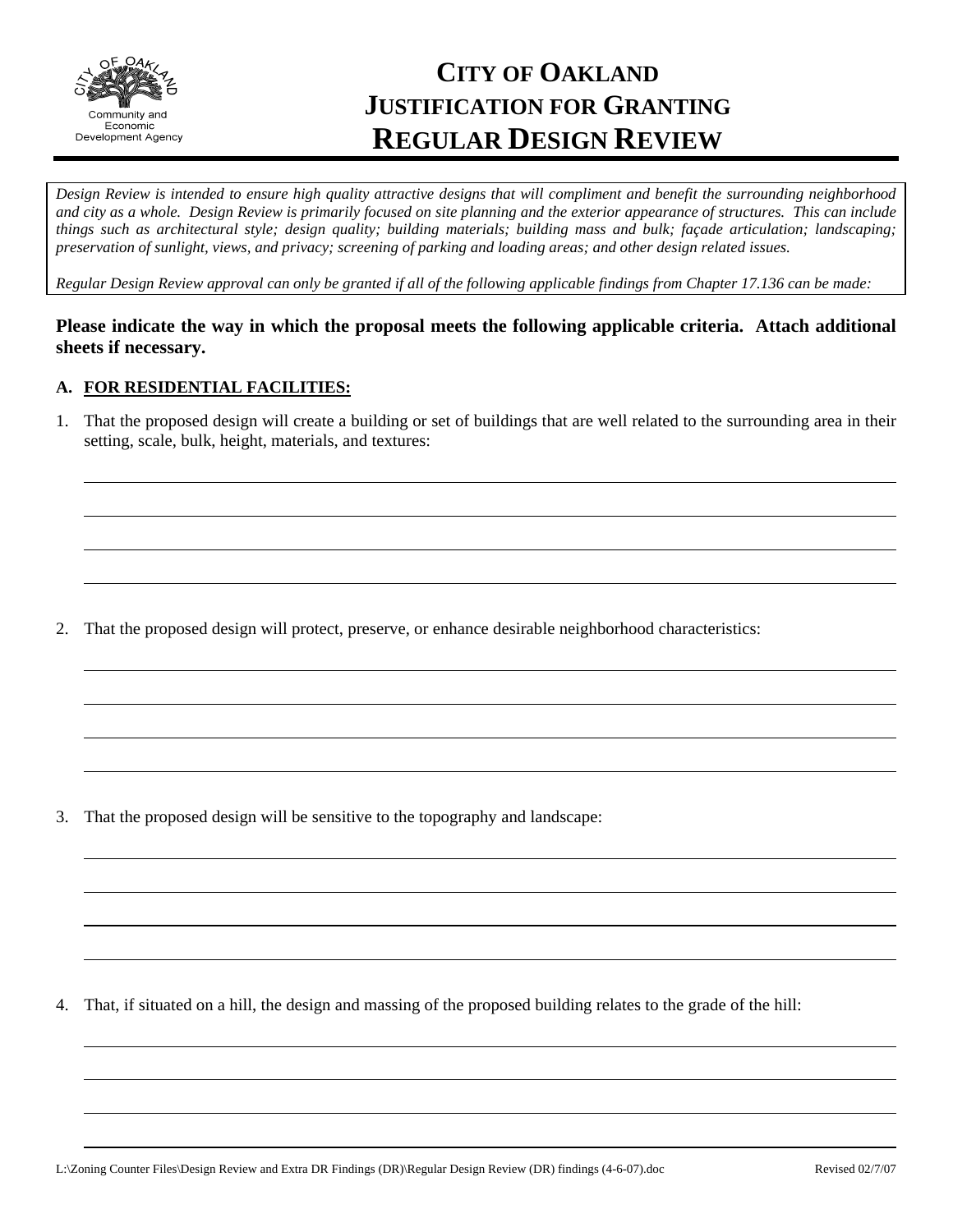Community and Economic Development Agency

# CITY OF OAKLAND JUSTIFICATION FOR GRANTING REGULAR DESIGN REVIEW

*Design Review is intended to ensure high quality attractive designs that will compliment and benefit the surrounding neighborhood and city as a whole. Design Review is primarily focused on site planning and the exterior appearance of structures. This can include things such as architectural style; design quality; building materials; building mass and bulk; façade articulation; landscaping; preservation of sunlight, views, and privacy; screening of parking and loading areas; and other design related issues.*

*Regular Design Review approval can only be granted if all of the following applicable findings from Chapter 17.136 can be made:*

**Please indicate the way in which the proposal meets the following applicable criteria. Attach additional sheets if necessary.**

**A. <u>FOR RESIDENTIAL FACILITIES:</u>**

1. That the proposed design will create a building or set of buildings that are well related to the surrounding area in their setting, scale, bulk, height, materials, and textures:

2. That the proposed design will protect, preserve, or enhance desirable neighborhood characteristics:

3. That the proposed design will be sensitive to the topography and landscape:

4. That, if situated on a hill, the design and massing of the proposed building relates to the grade of the hill: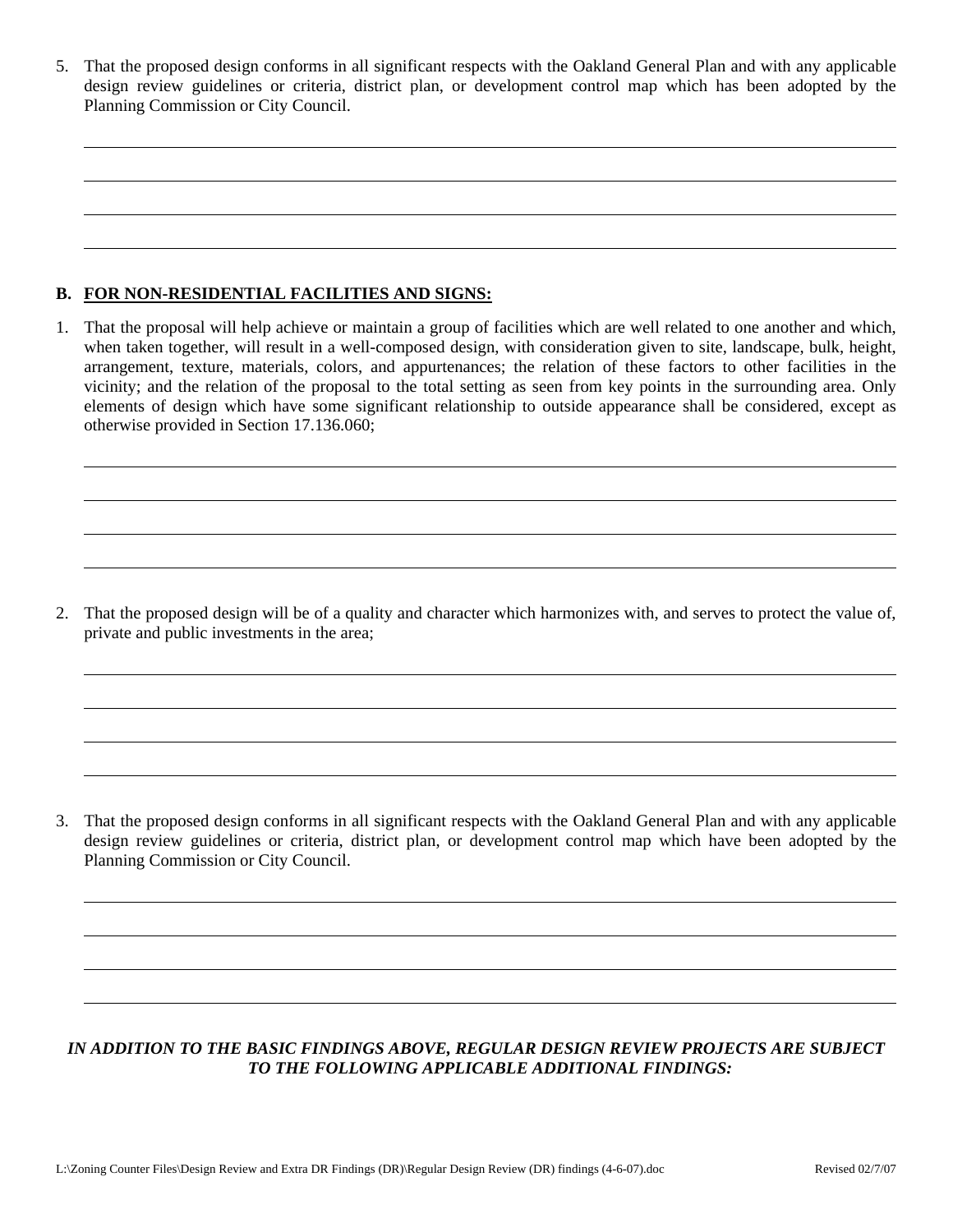5. That the proposed design conforms in all significant respects with the Oakland General Plan and with any applicable design review guidelines or criteria, district plan, or development control map which has been adopted by the Planning Commission or City Council.

## B. FOR NON-RESIDENTIAL FACILITIES AND SIGNS:

1. That the proposal will help achieve or maintain a group of facilities which are well related to one another and which, when taken together, will result in a well-composed design, with consideration given to site, landscape, bulk, height, arrangement, texture, materials, colors, and appurtenances; the relation of these factors to other facilities in the vicinity; and the relation of the proposal to the total setting as seen from key points in the surrounding area. Only elements of design which have some significant relationship to outside appearance shall be considered, except as otherwise provided in Section 17.136.060;

2. That the proposed design will be of a quality and character which harmonizes with, and serves to protect the value of, private and public investments in the area;

3. That the proposed design conforms in all significant respects with the Oakland General Plan and with any applicable design review guidelines or criteria, district plan, or development control map which have been adopted by the Planning Commission or City Council.

***IN ADDITION TO THE BASIC FINDINGS ABOVE, REGULAR DESIGN REVIEW PROJECTS ARE SUBJECT TO THE FOLLOWING APPLICABLE ADDITIONAL FINDINGS:***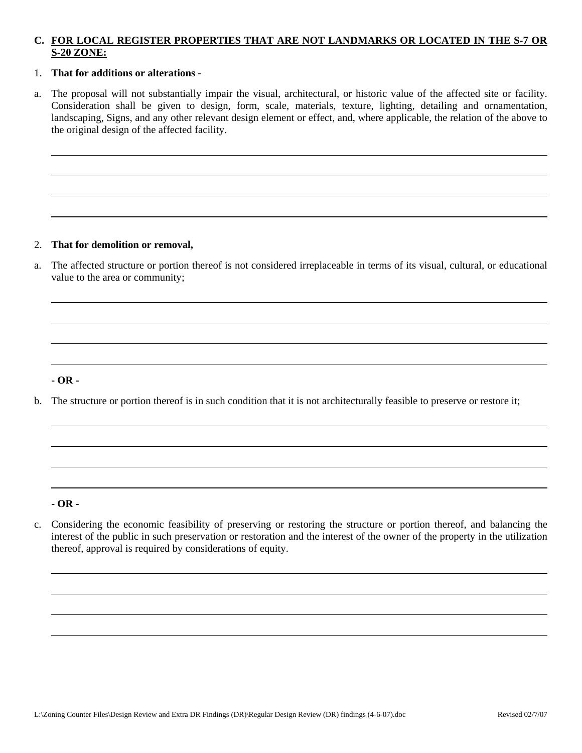**C. <u>FOR LOCAL REGISTER PROPERTIES THAT ARE NOT LANDMARKS OR LOCATED IN THE S-7 OR S-20 ZONE:</u>**

1. **That for additions or alterations -**

a. The proposal will not substantially impair the visual, architectural, or historic value of the affected site or facility. Consideration shall be given to design, form, scale, materials, texture, lighting, detailing and ornamentation, landscaping, Signs, and any other relevant design element or effect, and, where applicable, the relation of the above to the original design of the affected facility.

______________________________________________________________________

______________________________________________________________________

______________________________________________________________________

______________________________________________________________________

2. **That for demolition or removal,**

a. The affected structure or portion thereof is not considered irreplaceable in terms of its visual, cultural, or educational value to the area or community;

______________________________________________________________________

______________________________________________________________________

______________________________________________________________________

______________________________________________________________________

**- OR -**

b. The structure or portion thereof is in such condition that it is not architecturally feasible to preserve or restore it;

______________________________________________________________________

______________________________________________________________________

______________________________________________________________________

______________________________________________________________________

**- OR -**

c. Considering the economic feasibility of preserving or restoring the structure or portion thereof, and balancing the interest of the public in such preservation or restoration and the interest of the owner of the property in the utilization thereof, approval is required by considerations of equity.

______________________________________________________________________

______________________________________________________________________

______________________________________________________________________

______________________________________________________________________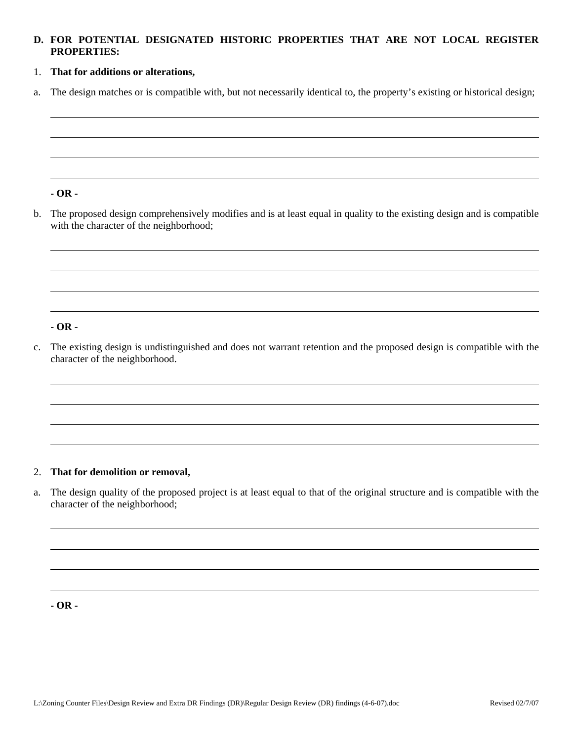**D. FOR POTENTIAL DESIGNATED HISTORIC PROPERTIES THAT ARE NOT LOCAL REGISTER PROPERTIES:**

1. **That for additions or alterations,**

a. The design matches or is compatible with, but not necessarily identical to, the property's existing or historical design;

**- OR -**

b. The proposed design comprehensively modifies and is at least equal in quality to the existing design and is compatible with the character of the neighborhood;

**- OR -**

c. The existing design is undistinguished and does not warrant retention and the proposed design is compatible with the character of the neighborhood.

2. **That for demolition or removal,**

a. The design quality of the proposed project is at least equal to that of the original structure and is compatible with the character of the neighborhood;

**- OR -**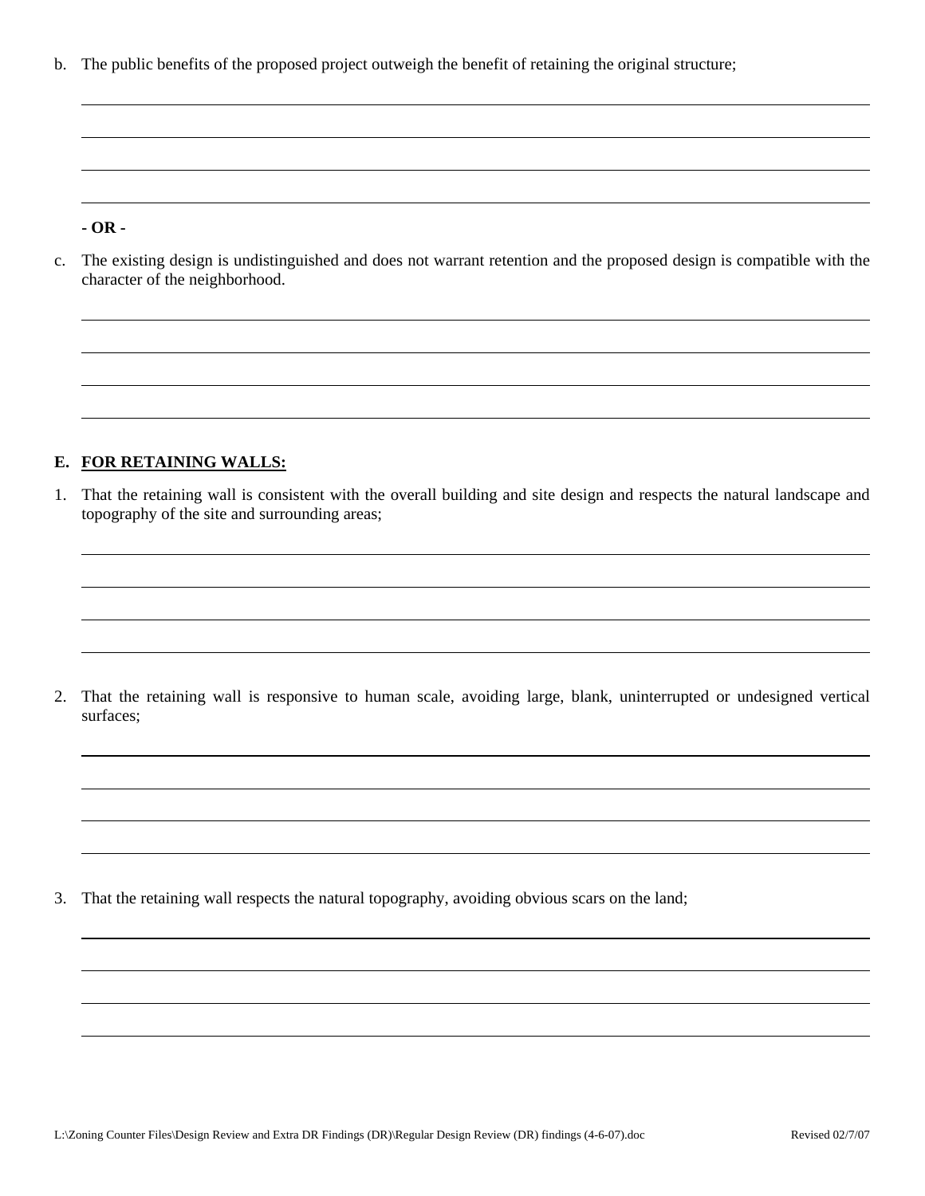b. The public benefits of the proposed project outweigh the benefit of retaining the original structure;

**- OR -**

c. The existing design is undistinguished and does not warrant retention and the proposed design is compatible with the character of the neighborhood.

**E. FOR RETAINING WALLS:**

1. That the retaining wall is consistent with the overall building and site design and respects the natural landscape and topography of the site and surrounding areas;

2. That the retaining wall is responsive to human scale, avoiding large, blank, uninterrupted or undesigned vertical surfaces;

3. That the retaining wall respects the natural topography, avoiding obvious scars on the land;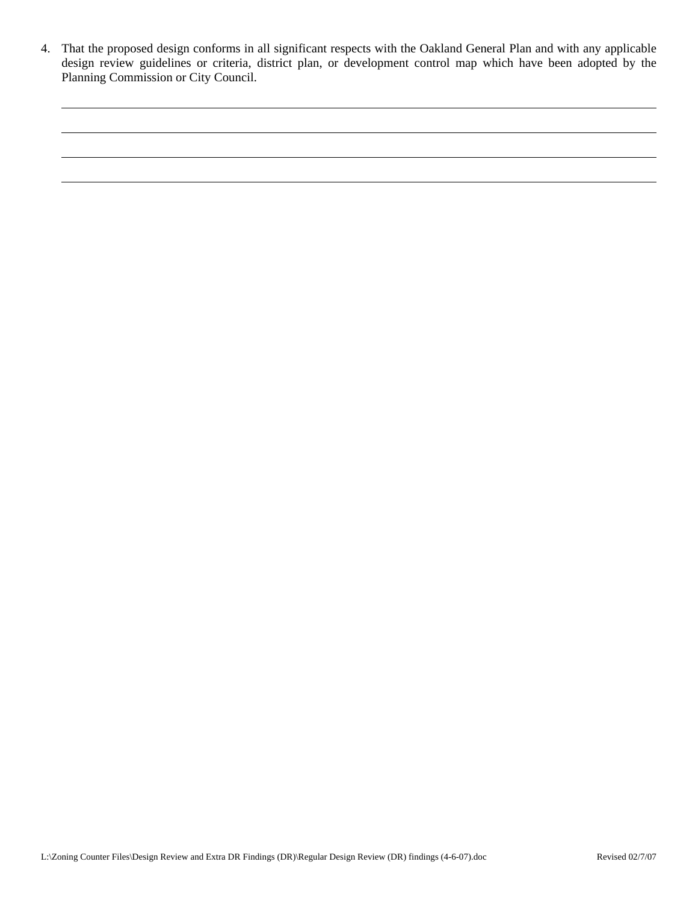4. That the proposed design conforms in all significant respects with the Oakland General Plan and with any applicable design review guidelines or criteria, district plan, or development control map which have been adopted by the Planning Commission or City Council.

   ______________________________________________________________________________

   ______________________________________________________________________________

   ______________________________________________________________________________

   ______________________________________________________________________________